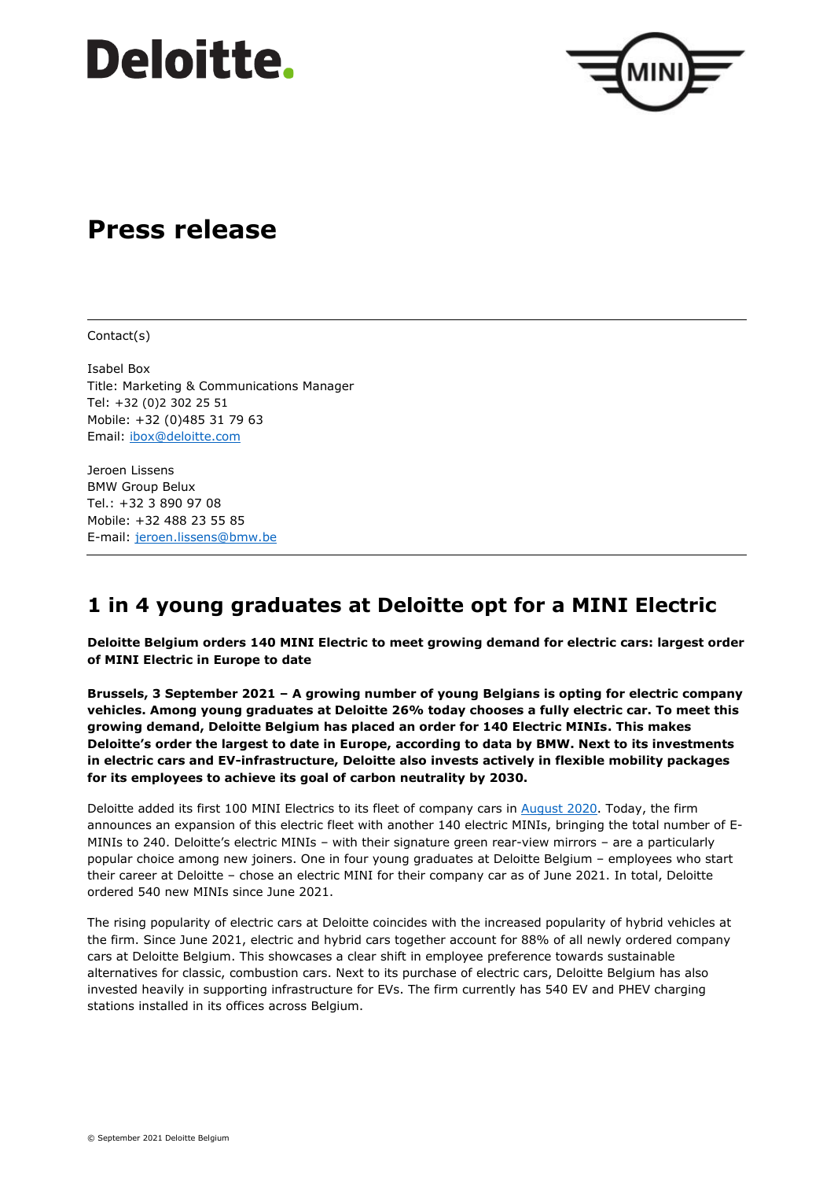# Press release

Contact(s)

Isabel Box
Title: Marketing & Communications Manager
Tel: +32 (0)2 302 25 51
Mobile: +32 (0)485 31 79 63
Email: ibox@deloitte.com

Jeroen Lissens
BMW Group Belux
Tel.: +32 3 890 97 08
Mobile: +32 488 23 55 85
E-mail: jeroen.lissens@bmw.be

## 1 in 4 young graduates at Deloitte opt for a MINI Electric

**Deloitte Belgium orders 140 MINI Electric to meet growing demand for electric cars: largest order of MINI Electric in Europe to date**

**Brussels, 3 September 2021 – A growing number of young Belgians is opting for electric company vehicles. Among young graduates at Deloitte 26% today chooses a fully electric car. To meet this growing demand, Deloitte Belgium has placed an order for 140 Electric MINIs. This makes Deloitte's order the largest to date in Europe, according to data by BMW. Next to its investments in electric cars and EV-infrastructure, Deloitte also invests actively in flexible mobility packages for its employees to achieve its goal of carbon neutrality by 2030.**

Deloitte added its first 100 MINI Electrics to its fleet of company cars in August 2020. Today, the firm announces an expansion of this electric fleet with another 140 electric MINIs, bringing the total number of E-MINIs to 240. Deloitte's electric MINIs – with their signature green rear-view mirrors – are a particularly popular choice among new joiners. One in four young graduates at Deloitte Belgium – employees who start their career at Deloitte – chose an electric MINI for their company car as of June 2021. In total, Deloitte ordered 540 new MINIs since June 2021.

The rising popularity of electric cars at Deloitte coincides with the increased popularity of hybrid vehicles at the firm. Since June 2021, electric and hybrid cars together account for 88% of all newly ordered company cars at Deloitte Belgium. This showcases a clear shift in employee preference towards sustainable alternatives for classic, combustion cars. Next to its purchase of electric cars, Deloitte Belgium has also invested heavily in supporting infrastructure for EVs. The firm currently has 540 EV and PHEV charging stations installed in its offices across Belgium.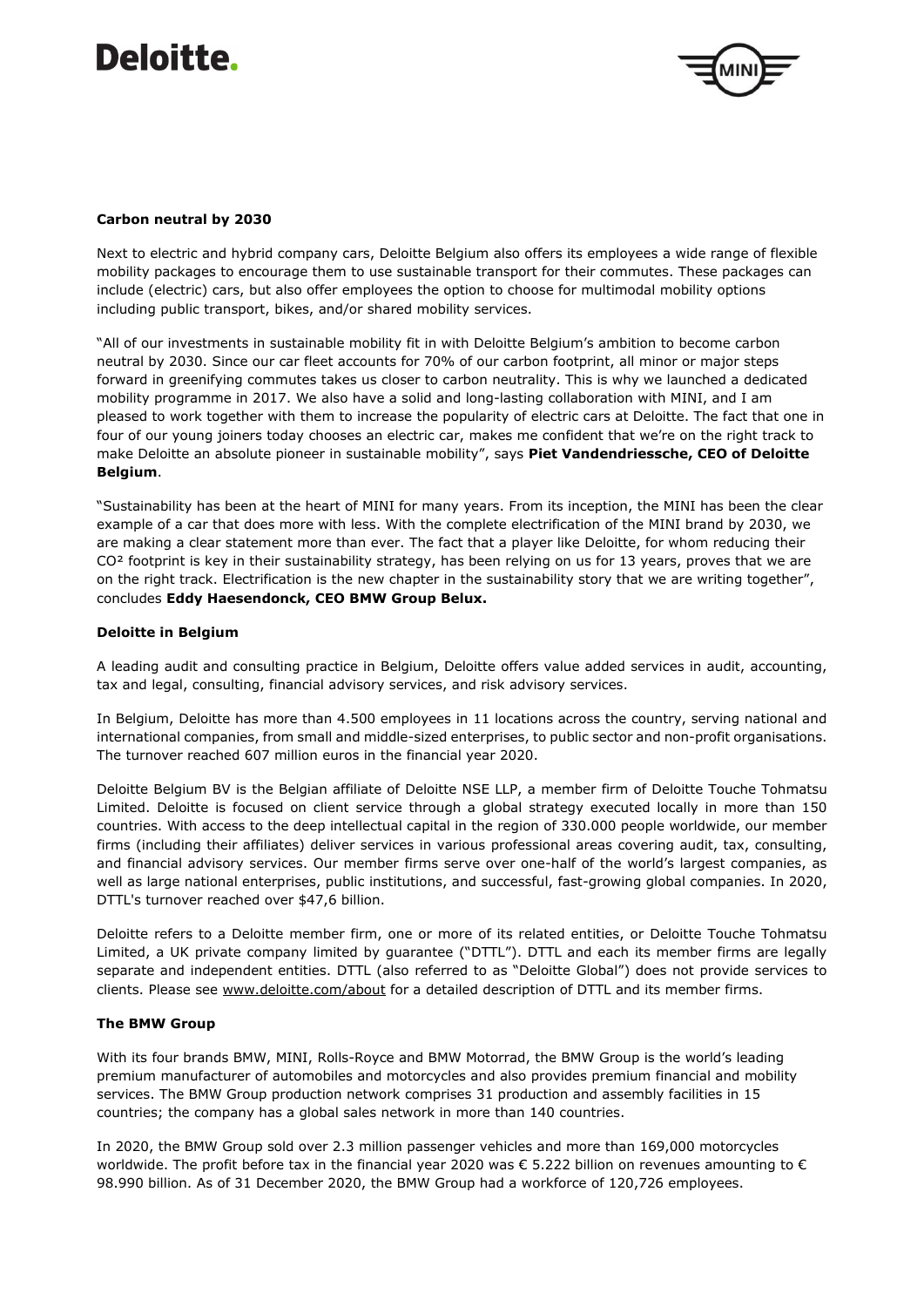**Carbon neutral by 2030**

Next to electric and hybrid company cars, Deloitte Belgium also offers its employees a wide range of flexible mobility packages to encourage them to use sustainable transport for their commutes. These packages can include (electric) cars, but also offer employees the option to choose for multimodal mobility options including public transport, bikes, and/or shared mobility services.

"All of our investments in sustainable mobility fit in with Deloitte Belgium's ambition to become carbon neutral by 2030. Since our car fleet accounts for 70% of our carbon footprint, all minor or major steps forward in greenifying commutes takes us closer to carbon neutrality. This is why we launched a dedicated mobility programme in 2017. We also have a solid and long-lasting collaboration with MINI, and I am pleased to work together with them to increase the popularity of electric cars at Deloitte. The fact that one in four of our young joiners today chooses an electric car, makes me confident that we're on the right track to make Deloitte an absolute pioneer in sustainable mobility", says **Piet Vandendriessche, CEO of Deloitte Belgium**.

"Sustainability has been at the heart of MINI for many years. From its inception, the MINI has been the clear example of a car that does more with less. With the complete electrification of the MINI brand by 2030, we are making a clear statement more than ever. The fact that a player like Deloitte, for whom reducing their $CO^2$ footprint is key in their sustainability strategy, has been relying on us for 13 years, proves that we are on the right track. Electrification is the new chapter in the sustainability story that we are writing together", concludes **Eddy Haesendonck, CEO BMW Group Belux.**

**Deloitte in Belgium**

A leading audit and consulting practice in Belgium, Deloitte offers value added services in audit, accounting, tax and legal, consulting, financial advisory services, and risk advisory services.

In Belgium, Deloitte has more than 4.500 employees in 11 locations across the country, serving national and international companies, from small and middle-sized enterprises, to public sector and non-profit organisations. The turnover reached 607 million euros in the financial year 2020.

Deloitte Belgium BV is the Belgian affiliate of Deloitte NSE LLP, a member firm of Deloitte Touche Tohmatsu Limited. Deloitte is focused on client service through a global strategy executed locally in more than 150 countries. With access to the deep intellectual capital in the region of 330.000 people worldwide, our member firms (including their affiliates) deliver services in various professional areas covering audit, tax, consulting, and financial advisory services. Our member firms serve over one-half of the world's largest companies, as well as large national enterprises, public institutions, and successful, fast-growing global companies. In 2020, DTTL's turnover reached over $47,6 billion.

Deloitte refers to a Deloitte member firm, one or more of its related entities, or Deloitte Touche Tohmatsu Limited, a UK private company limited by guarantee ("DTTL"). DTTL and each its member firms are legally separate and independent entities. DTTL (also referred to as "Deloitte Global") does not provide services to clients. Please see www.deloitte.com/about for a detailed description of DTTL and its member firms.

**The BMW Group**

With its four brands BMW, MINI, Rolls-Royce and BMW Motorrad, the BMW Group is the world's leading premium manufacturer of automobiles and motorcycles and also provides premium financial and mobility services. The BMW Group production network comprises 31 production and assembly facilities in 15 countries; the company has a global sales network in more than 140 countries.

In 2020, the BMW Group sold over 2.3 million passenger vehicles and more than 169,000 motorcycles worldwide. The profit before tax in the financial year 2020 was € 5.222 billion on revenues amounting to € 98.990 billion. As of 31 December 2020, the BMW Group had a workforce of 120,726 employees.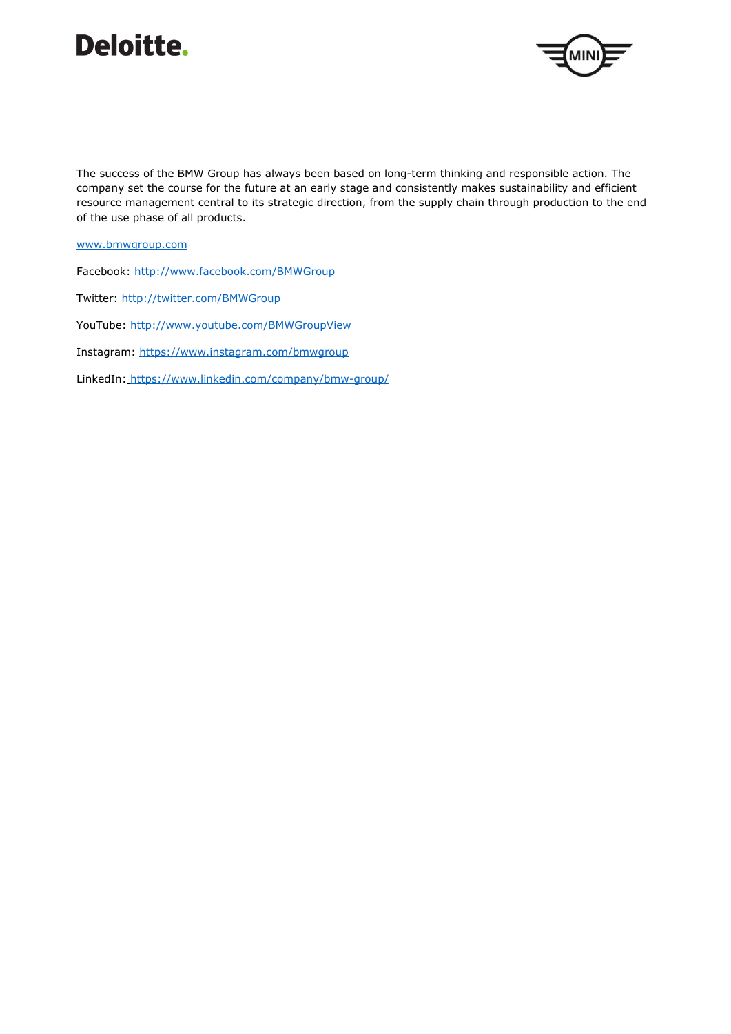The success of the BMW Group has always been based on long-term thinking and responsible action. The company set the course for the future at an early stage and consistently makes sustainability and efficient resource management central to its strategic direction, from the supply chain through production to the end of the use phase of all products.

www.bmwgroup.com

Facebook: http://www.facebook.com/BMWGroup

Twitter: http://twitter.com/BMWGroup

YouTube: http://www.youtube.com/BMWGroupView

Instagram: https://www.instagram.com/bmwgroup

LinkedIn: https://www.linkedin.com/company/bmw-group/